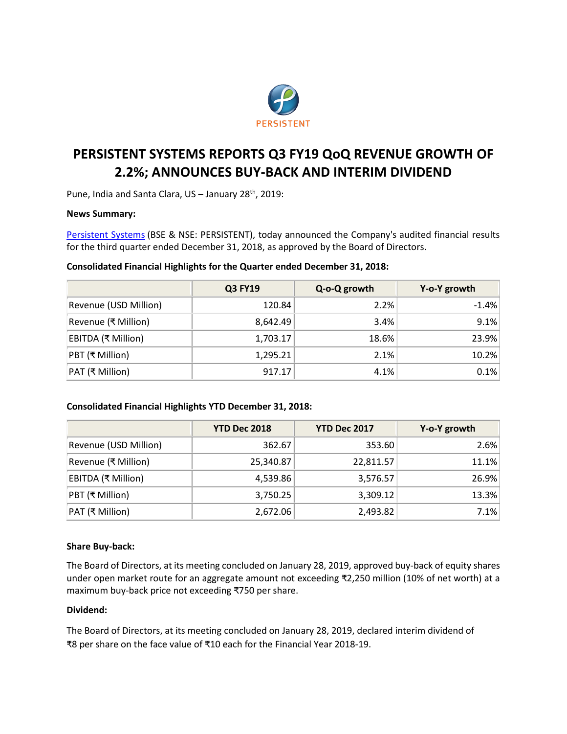PERSISTENT

# PERSISTENT SYSTEMS REPORTS Q3 FY19 QoQ REVENUE GROWTH OF 2.2%; ANNOUNCES BUY-BACK AND INTERIM DIVIDEND

Pune, India and Santa Clara, US – January 28th, 2019:

**News Summary:**

Persistent Systems (BSE & NSE: PERSISTENT), today announced the Company's audited financial results for the third quarter ended December 31, 2018, as approved by the Board of Directors.

**Consolidated Financial Highlights for the Quarter ended December 31, 2018:**

| | Q3 FY19 | Q-o-Q growth | Y-o-Y growth |
|---|---|---|---|
| Revenue (USD Million) | 120.84 | 2.2% | -1.4% |
| Revenue (₹ Million) | 8,642.49 | 3.4% | 9.1% |
| EBITDA (₹ Million) | 1,703.17 | 18.6% | 23.9% |
| PBT (₹ Million) | 1,295.21 | 2.1% | 10.2% |
| PAT (₹ Million) | 917.17 | 4.1% | 0.1% |

**Consolidated Financial Highlights YTD December 31, 2018:**

| | YTD Dec 2018 | YTD Dec 2017 | Y-o-Y growth |
|---|---|---|---|
| Revenue (USD Million) | 362.67 | 353.60 | 2.6% |
| Revenue (₹ Million) | 25,340.87 | 22,811.57 | 11.1% |
| EBITDA (₹ Million) | 4,539.86 | 3,576.57 | 26.9% |
| PBT (₹ Million) | 3,750.25 | 3,309.12 | 13.3% |
| PAT (₹ Million) | 2,672.06 | 2,493.82 | 7.1% |

**Share Buy-back:**

The Board of Directors, at its meeting concluded on January 28, 2019, approved buy-back of equity shares under open market route for an aggregate amount not exceeding ₹2,250 million (10% of net worth) at a maximum buy-back price not exceeding ₹750 per share.

**Dividend:**

The Board of Directors, at its meeting concluded on January 28, 2019, declared interim dividend of ₹8 per share on the face value of ₹10 each for the Financial Year 2018-19.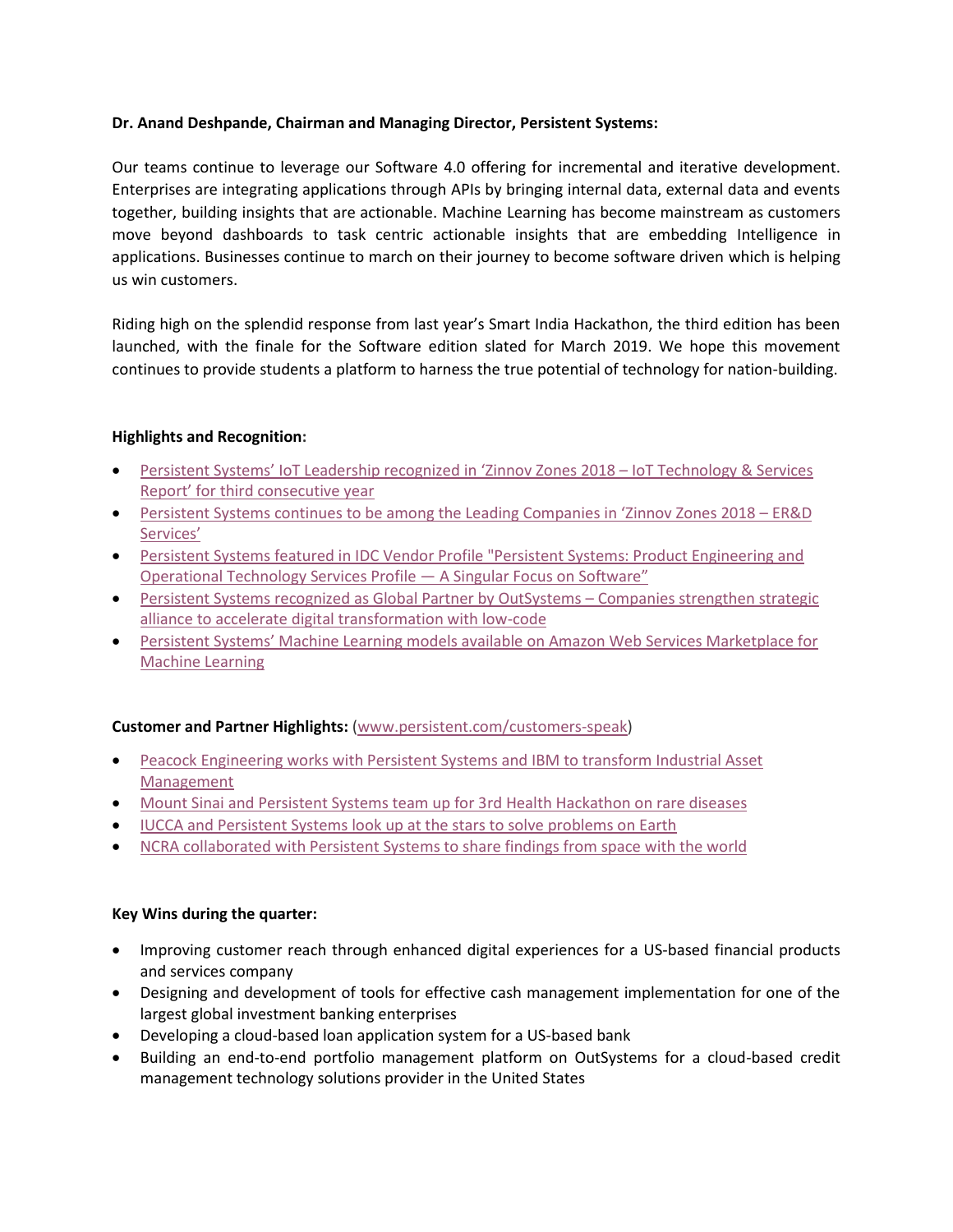**Dr. Anand Deshpande, Chairman and Managing Director, Persistent Systems:**

Our teams continue to leverage our Software 4.0 offering for incremental and iterative development. Enterprises are integrating applications through APIs by bringing internal data, external data and events together, building insights that are actionable. Machine Learning has become mainstream as customers move beyond dashboards to task centric actionable insights that are embedding Intelligence in applications. Businesses continue to march on their journey to become software driven which is helping us win customers.

Riding high on the splendid response from last year's Smart India Hackathon, the third edition has been launched, with the finale for the Software edition slated for March 2019. We hope this movement continues to provide students a platform to harness the true potential of technology for nation-building.

**Highlights and Recognition:**

- Persistent Systems' IoT Leadership recognized in 'Zinnov Zones 2018 – IoT Technology & Services Report' for third consecutive year
- Persistent Systems continues to be among the Leading Companies in 'Zinnov Zones 2018 – ER&D Services'
- Persistent Systems featured in IDC Vendor Profile "Persistent Systems: Product Engineering and Operational Technology Services Profile — A Singular Focus on Software"
- Persistent Systems recognized as Global Partner by OutSystems – Companies strengthen strategic alliance to accelerate digital transformation with low-code
- Persistent Systems' Machine Learning models available on Amazon Web Services Marketplace for Machine Learning

**Customer and Partner Highlights:** (www.persistent.com/customers-speak)

- Peacock Engineering works with Persistent Systems and IBM to transform Industrial Asset Management
- Mount Sinai and Persistent Systems team up for 3rd Health Hackathon on rare diseases
- IUCCA and Persistent Systems look up at the stars to solve problems on Earth
- NCRA collaborated with Persistent Systems to share findings from space with the world

**Key Wins during the quarter:**

- Improving customer reach through enhanced digital experiences for a US-based financial products and services company
- Designing and development of tools for effective cash management implementation for one of the largest global investment banking enterprises
- Developing a cloud-based loan application system for a US-based bank
- Building an end-to-end portfolio management platform on OutSystems for a cloud-based credit management technology solutions provider in the United States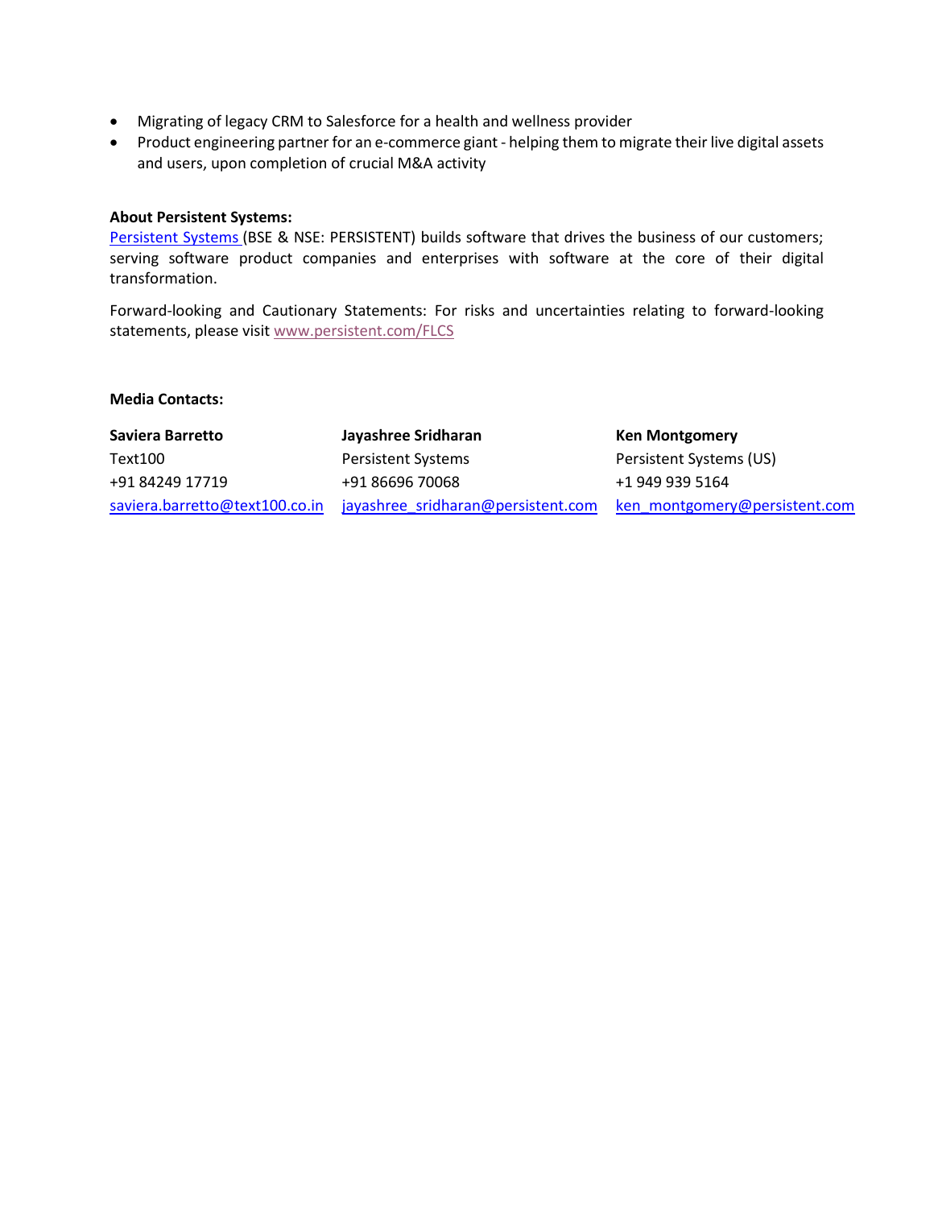- Migrating of legacy CRM to Salesforce for a health and wellness provider
- Product engineering partner for an e-commerce giant - helping them to migrate their live digital assets and users, upon completion of crucial M&A activity

**About Persistent Systems:**
Persistent Systems (BSE & NSE: PERSISTENT) builds software that drives the business of our customers; serving software product companies and enterprises with software at the core of their digital transformation.

Forward-looking and Cautionary Statements: For risks and uncertainties relating to forward-looking statements, please visit www.persistent.com/FLCS

**Media Contacts:**

| | | |
|---|---|---|
| **Saviera Barretto** | **Jayashree Sridharan** | **Ken Montgomery** |
| Text100 | Persistent Systems | Persistent Systems (US) |
| +91 84249 17719 | +91 86696 70068 | +1 949 939 5164 |
| saviera.barretto@text100.co.in | jayashree_sridharan@persistent.com | ken_montgomery@persistent.com |